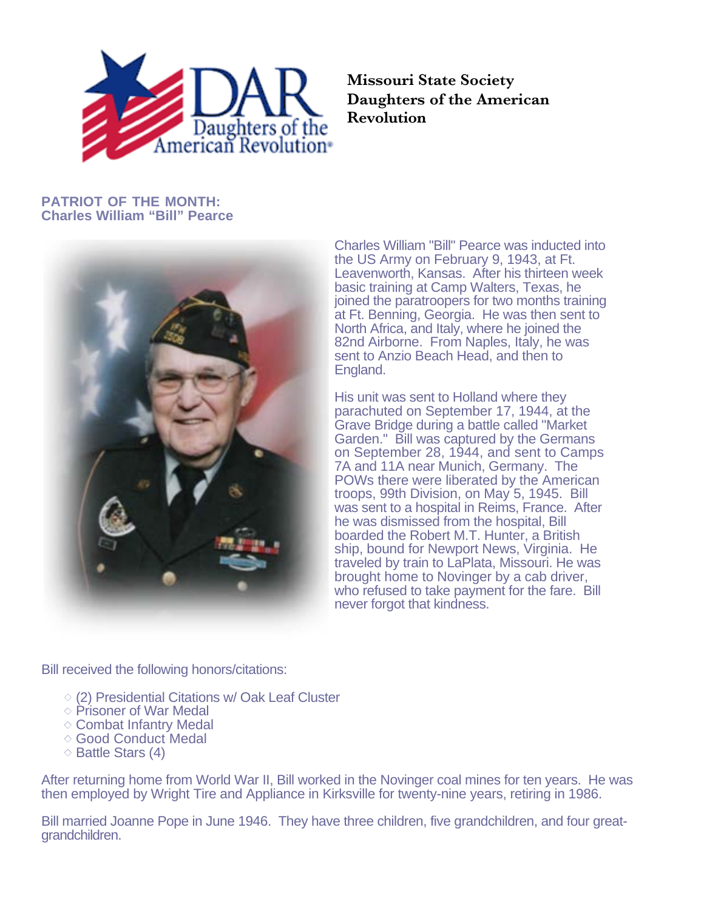Missouri State Society
Daughters of the American Revolution

## PATRIOT OF THE MONTH:
## Charles William "Bill" Pearce

Charles William "Bill" Pearce was inducted into the US Army on February 9, 1943, at Ft. Leavenworth, Kansas. After his thirteen week basic training at Camp Walters, Texas, he joined the paratroopers for two months training at Ft. Benning, Georgia. He was then sent to North Africa, and Italy, where he joined the 82nd Airborne. From Naples, Italy, he was sent to Anzio Beach Head, and then to England.

His unit was sent to Holland where they parachuted on September 17, 1944, at the Grave Bridge during a battle called "Market Garden." Bill was captured by the Germans on September 28, 1944, and sent to Camps 7A and 11A near Munich, Germany. The POWs there were liberated by the American troops, 99th Division, on May 5, 1945. Bill was sent to a hospital in Reims, France. After he was dismissed from the hospital, Bill boarded the Robert M.T. Hunter, a British ship, bound for Newport News, Virginia. He traveled by train to LaPlata, Missouri. He was brought home to Novinger by a cab driver, who refused to take payment for the fare. Bill never forgot that kindness.

Bill received the following honors/citations:

- (2) Presidential Citations w/ Oak Leaf Cluster
- Prisoner of War Medal
- Combat Infantry Medal
- Good Conduct Medal
- Battle Stars (4)

After returning home from World War II, Bill worked in the Novinger coal mines for ten years. He was then employed by Wright Tire and Appliance in Kirksville for twenty-nine years, retiring in 1986.

Bill married Joanne Pope in June 1946. They have three children, five grandchildren, and four great-grandchildren.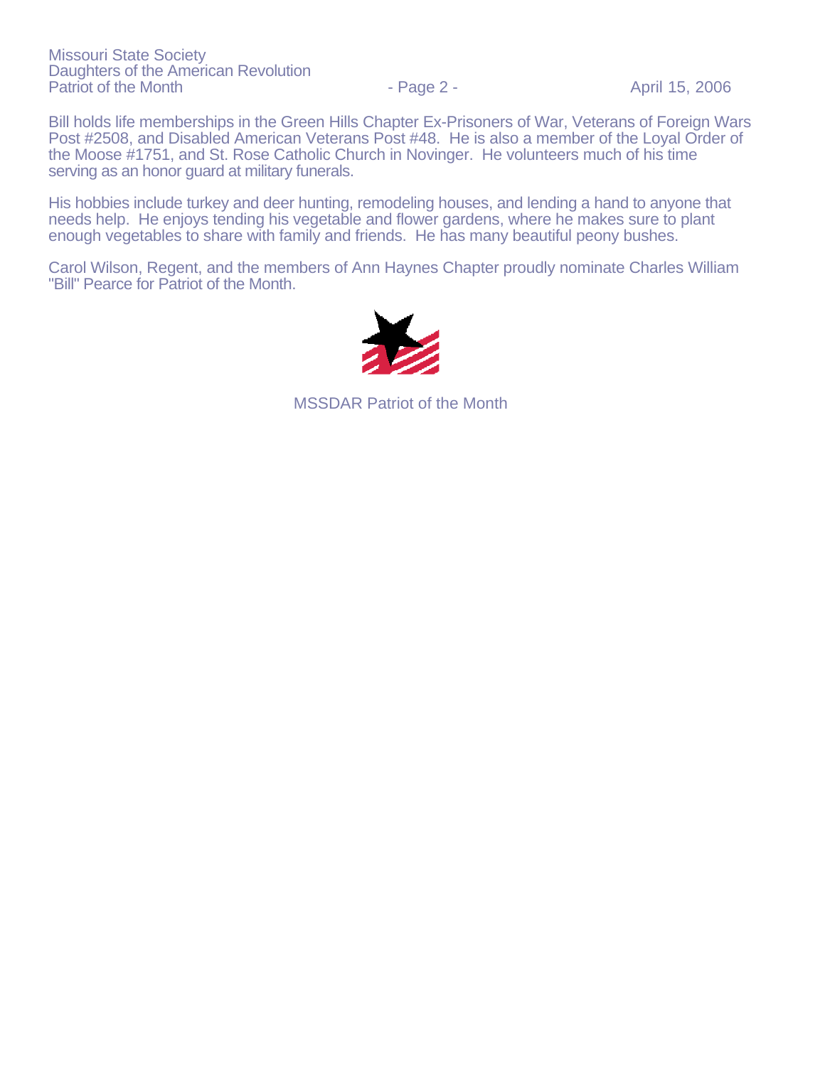Bill holds life memberships in the Green Hills Chapter Ex-Prisoners of War, Veterans of Foreign Wars Post #2508, and Disabled American Veterans Post #48. He is also a member of the Loyal Order of the Moose #1751, and St. Rose Catholic Church in Novinger. He volunteers much of his time serving as an honor guard at military funerals.

His hobbies include turkey and deer hunting, remodeling houses, and lending a hand to anyone that needs help. He enjoys tending his vegetable and flower gardens, where he makes sure to plant enough vegetables to share with family and friends. He has many beautiful peony bushes.

Carol Wilson, Regent, and the members of Ann Haynes Chapter proudly nominate Charles William "Bill" Pearce for Patriot of the Month.

MSSDAR Patriot of the Month